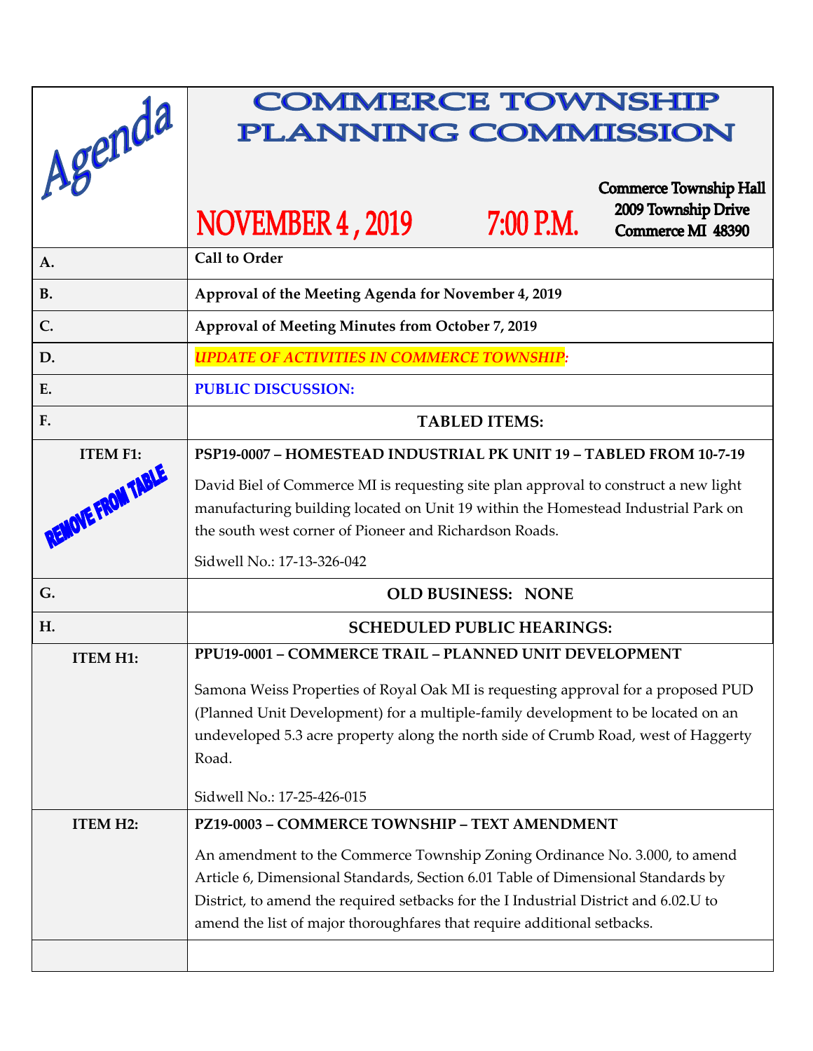# Agenda

# COMMERCE TOWNSHIP PLANNING COMMISSION

**NOVEMBER 4 , 2019** **7:00 P.M.**

**Commerce Township Hall**
**2009 Township Drive**
**Commerce MI 48390**

| | |
|---|---|
| **A.** | **Call to Order** |
| **B.** | **Approval of the Meeting Agenda for November 4, 2019** |
| **C.** | **Approval of Meeting Minutes from October 7, 2019** |
| **D.** | ***UPDATE OF ACTIVITIES IN COMMERCE TOWNSHIP:*** |
| **E.** | **PUBLIC DISCUSSION:** |
| **F.** | **TABLED ITEMS:** |
| **ITEM F1:** REMOVE FROM TABLE | **PSP19-0007 – HOMESTEAD INDUSTRIAL PK UNIT 19 – TABLED FROM 10-7-19** David Biel of Commerce MI is requesting site plan approval to construct a new light manufacturing building located on Unit 19 within the Homestead Industrial Park on the south west corner of Pioneer and Richardson Roads. Sidwell No.: 17-13-326-042 |
| **G.** | **OLD BUSINESS: NONE** |
| **H.** | **SCHEDULED PUBLIC HEARINGS:** |
| **ITEM H1:** | **PPU19-0001 – COMMERCE TRAIL – PLANNED UNIT DEVELOPMENT** Samona Weiss Properties of Royal Oak MI is requesting approval for a proposed PUD (Planned Unit Development) for a multiple-family development to be located on an undeveloped 5.3 acre property along the north side of Crumb Road, west of Haggerty Road. Sidwell No.: 17-25-426-015 |
| **ITEM H2:** | **PZ19-0003 – COMMERCE TOWNSHIP – TEXT AMENDMENT** An amendment to the Commerce Township Zoning Ordinance No. 3.000, to amend Article 6, Dimensional Standards, Section 6.01 Table of Dimensional Standards by District, to amend the required setbacks for the I Industrial District and 6.02.U to amend the list of major thoroughfares that require additional setbacks. |
| | |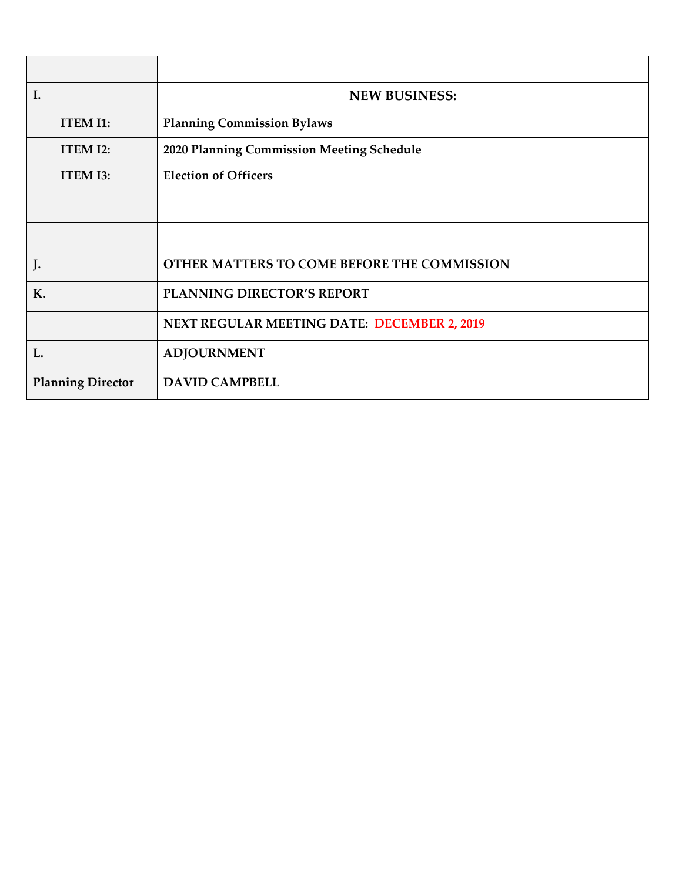| | |
|---|---|
| **I.** | **NEW BUSINESS:** |
| **ITEM I1:** | **Planning Commission Bylaws** |
| **ITEM I2:** | **2020 Planning Commission Meeting Schedule** |
| **ITEM I3:** | **Election of Officers** |
| | |
| | |
| **J.** | **OTHER MATTERS TO COME BEFORE THE COMMISSION** |
| **K.** | **PLANNING DIRECTOR'S REPORT** |
| | **NEXT REGULAR MEETING DATE: DECEMBER 2, 2019** |
| **L.** | **ADJOURNMENT** |
| **Planning Director** | **DAVID CAMPBELL** |